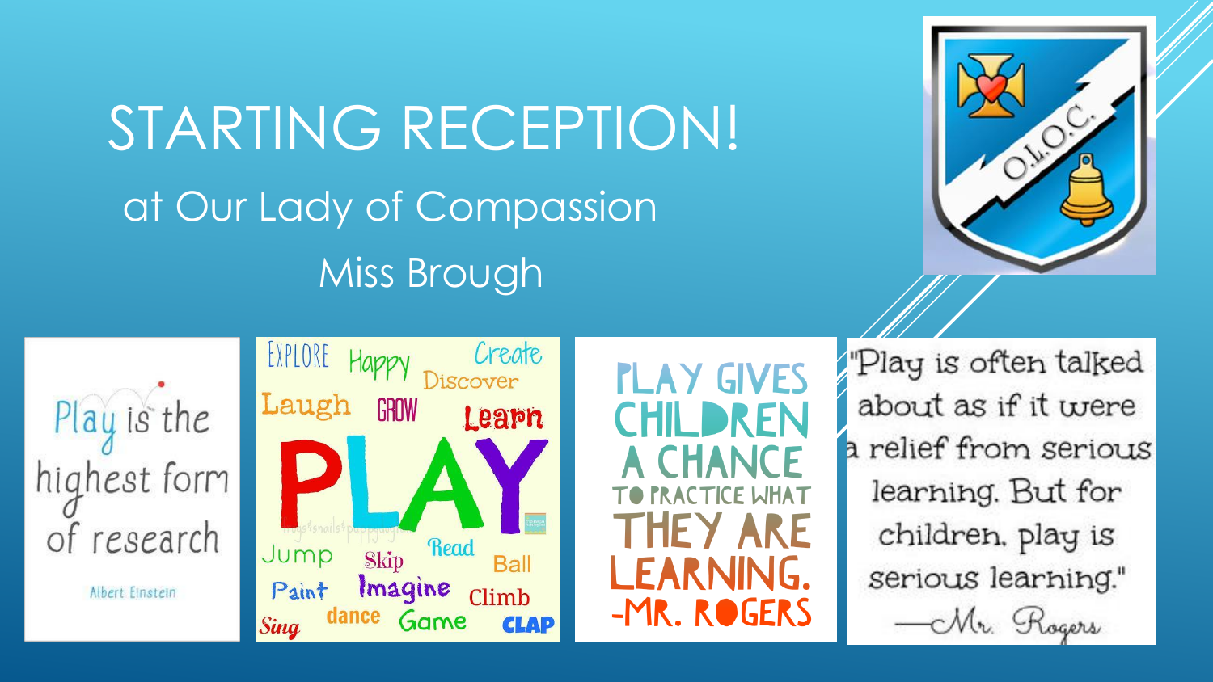# STARTING RECEPTION!

## at Our Lady of Compassion

### Miss Brough

O.L.O.C.

Play is the highest form of research

Albert Einstein

EXPLORE Happy Create Discover Laugh GROW Learn PLAY Jump Skip Read Ball Paint Imagine Climb Sing dance Game CLAP

PLAY GIVES CHILDREN A CHANCE TO PRACTICE WHAT THEY ARE LEARNING. -MR. ROGERS

"Play is often talked about as if it were a relief from serious learning. But for children, play is serious learning."

—Mr. Rogers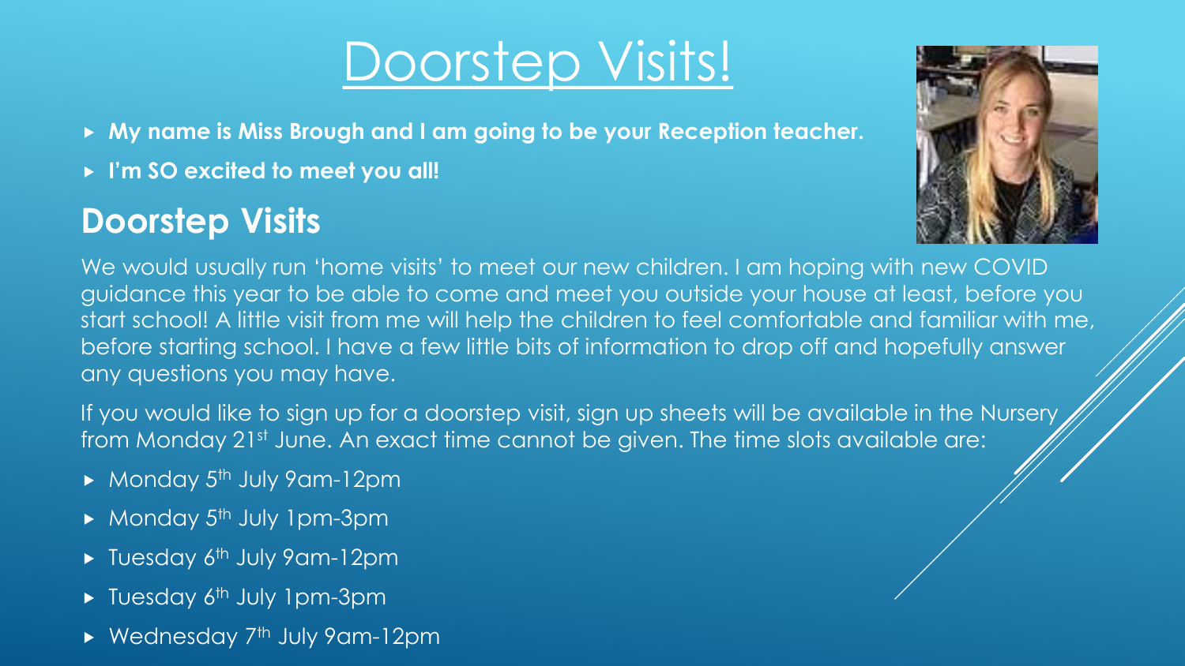# Doorstep Visits!

- **My name is Miss Brough and I am going to be your Reception teacher.**
- **I'm SO excited to meet you all!**

## Doorstep Visits

We would usually run 'home visits' to meet our new children. I am hoping with new COVID guidance this year to be able to come and meet you outside your house at least, before you start school! A little visit from me will help the children to feel comfortable and familiar with me, before starting school. I have a few little bits of information to drop off and hopefully answer any questions you may have.

If you would like to sign up for a doorstep visit, sign up sheets will be available in the Nursery from Monday 21st June. An exact time cannot be given. The time slots available are:

- Monday 5th July 9am-12pm
- Monday 5th July 1pm-3pm
- Tuesday 6th July 9am-12pm
- Tuesday 6th July 1pm-3pm
- Wednesday 7th July 9am-12pm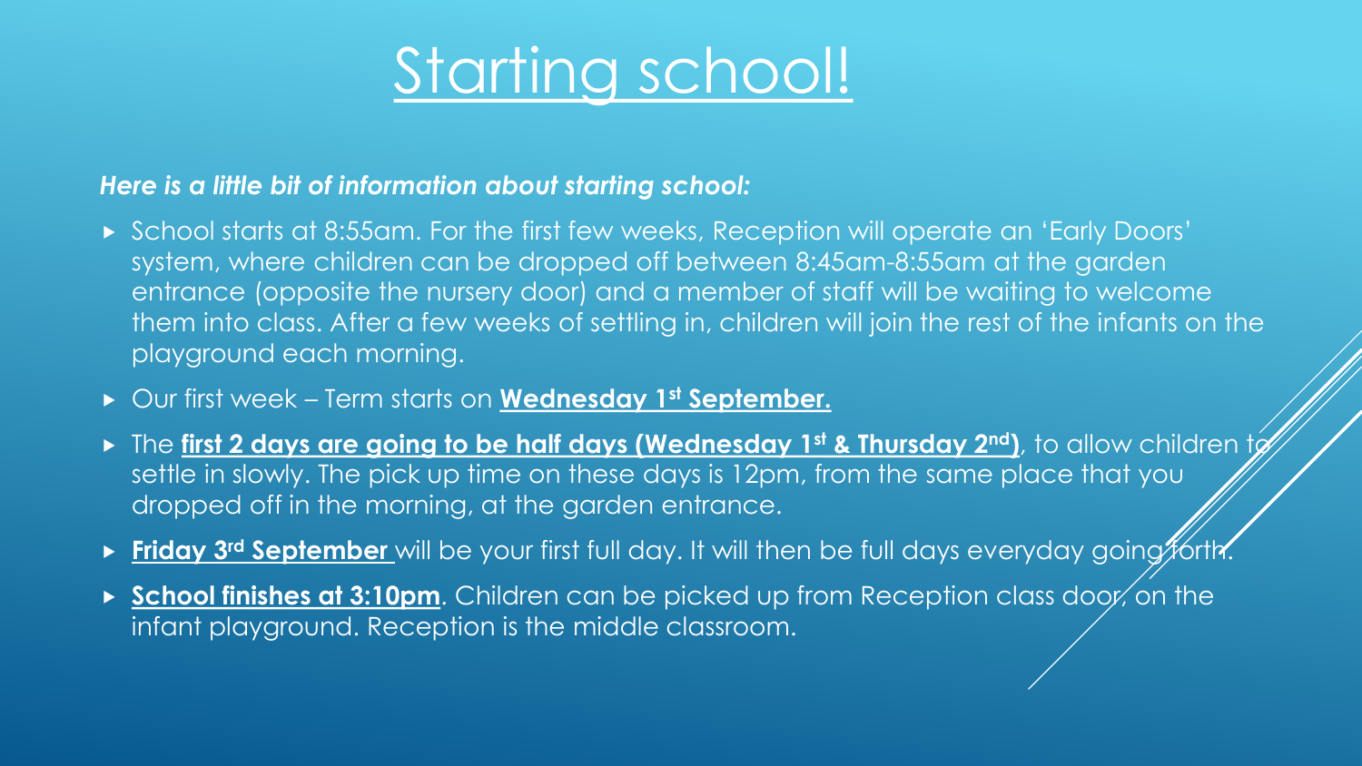# Starting school!

***Here is a little bit of information about starting school:***

- School starts at 8:55am. For the first few weeks, Reception will operate an 'Early Doors' system, where children can be dropped off between 8:45am-8:55am at the garden entrance (opposite the nursery door) and a member of staff will be waiting to welcome them into class. After a few weeks of settling in, children will join the rest of the infants on the playground each morning.
- Our first week – Term starts on **Wednesday 1st September.**
- The **first 2 days are going to be half days (Wednesday 1st & Thursday 2nd)**, to allow children to settle in slowly. The pick up time on these days is 12pm, from the same place that you dropped off in the morning, at the garden entrance.
- **Friday 3rd September** will be your first full day. It will then be full days everyday going forth.
- **School finishes at 3:10pm**. Children can be picked up from Reception class door, on the infant playground. Reception is the middle classroom.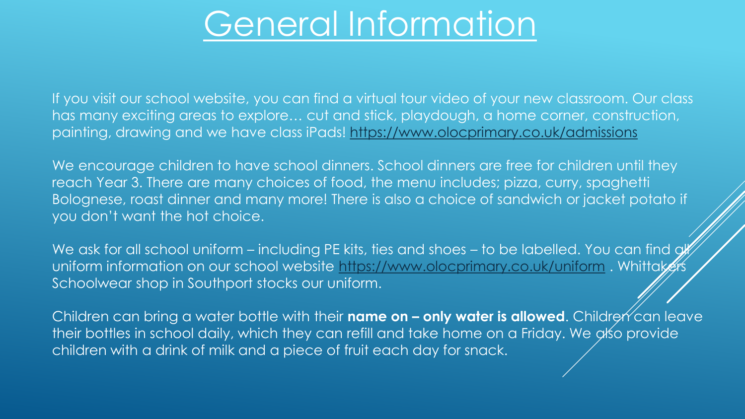# General Information

If you visit our school website, you can find a virtual tour video of your new classroom. Our class has many exciting areas to explore… cut and stick, playdough, a home corner, construction, painting, drawing and we have class iPads! https://www.olocprimary.co.uk/admissions

We encourage children to have school dinners. School dinners are free for children until they reach Year 3. There are many choices of food, the menu includes; pizza, curry, spaghetti Bolognese, roast dinner and many more! There is also a choice of sandwich or jacket potato if you don't want the hot choice.

We ask for all school uniform – including PE kits, ties and shoes – to be labelled. You can find all uniform information on our school website https://www.olocprimary.co.uk/uniform . Whittakers Schoolwear shop in Southport stocks our uniform.

Children can bring a water bottle with their **name on – only water is allowed**. Children can leave their bottles in school daily, which they can refill and take home on a Friday. We also provide children with a drink of milk and a piece of fruit each day for snack.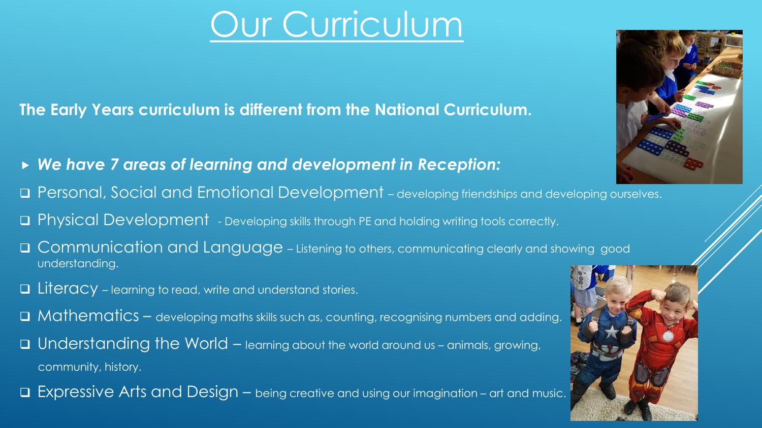# Our Curriculum

**The Early Years curriculum is different from the National Curriculum.**

- ***We have 7 areas of learning and development in Reception:***

- Personal, Social and Emotional Development – developing friendships and developing ourselves.
- Physical Development - Developing skills through PE and holding writing tools correctly.
- Communication and Language – Listening to others, communicating clearly and showing good understanding.
- Literacy – learning to read, write and understand stories.
- Mathematics – developing maths skills such as, counting, recognising numbers and adding.
- Understanding the World – learning about the world around us – animals, growing, community, history.
- Expressive Arts and Design – being creative and using our imagination – art and music.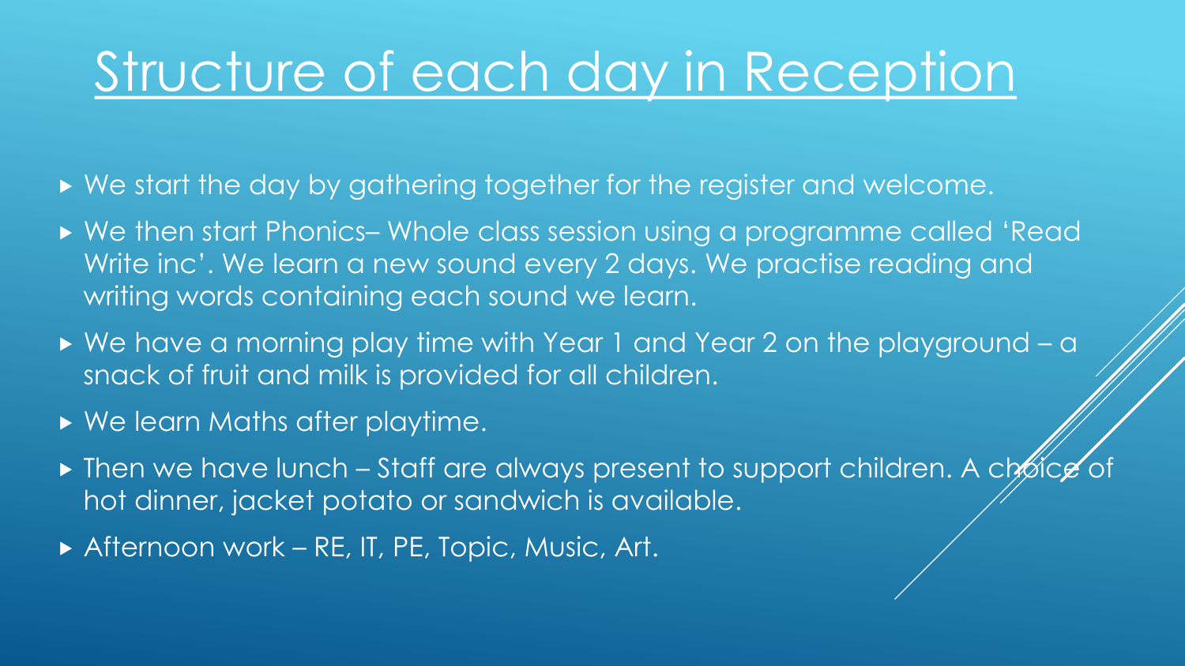# Structure of each day in Reception

- We start the day by gathering together for the register and welcome.
- We then start Phonics– Whole class session using a programme called 'Read Write inc'. We learn a new sound every 2 days. We practise reading and writing words containing each sound we learn.
- We have a morning play time with Year 1 and Year 2 on the playground – a snack of fruit and milk is provided for all children.
- We learn Maths after playtime.
- Then we have lunch – Staff are always present to support children. A choice of hot dinner, jacket potato or sandwich is available.
- Afternoon work – RE, IT, PE, Topic, Music, Art.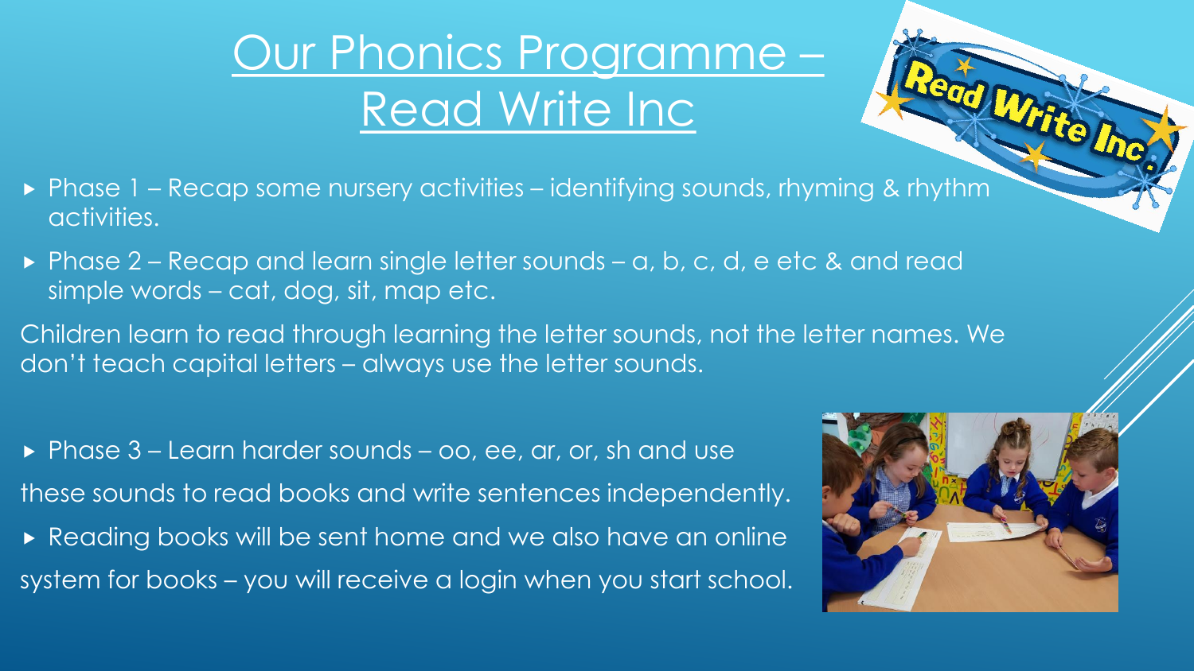# Our Phonics Programme – Read Write Inc

- Phase 1 – Recap some nursery activities – identifying sounds, rhyming & rhythm activities.
- Phase 2 – Recap and learn single letter sounds – a, b, c, d, e etc & and read simple words – cat, dog, sit, map etc.

Children learn to read through learning the letter sounds, not the letter names. We don't teach capital letters – always use the letter sounds.

- Phase 3 – Learn harder sounds – oo, ee, ar, or, sh and use these sounds to read books and write sentences independently.
- Reading books will be sent home and we also have an online system for books – you will receive a login when you start school.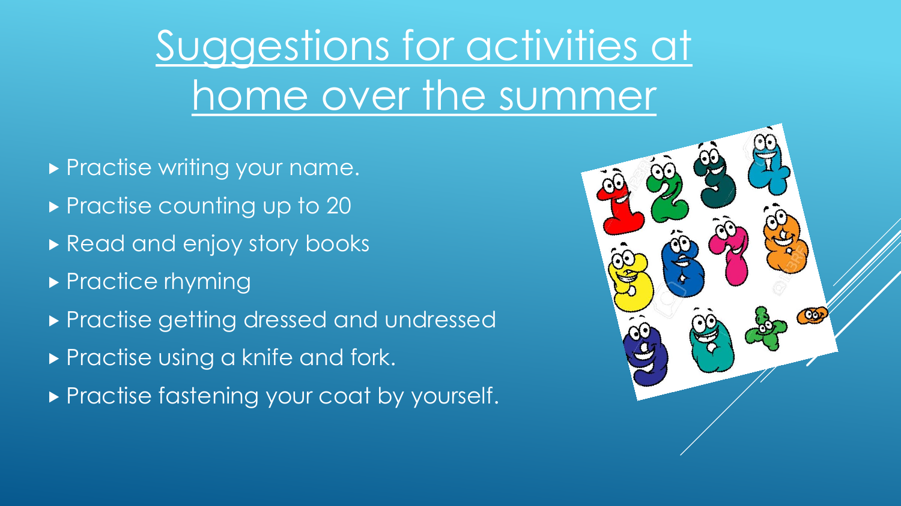# Suggestions for activities at home over the summer

- Practise writing your name.
- Practise counting up to 20
- Read and enjoy story books
- Practice rhyming
- Practise getting dressed and undressed
- Practise using a knife and fork.
- Practise fastening your coat by yourself.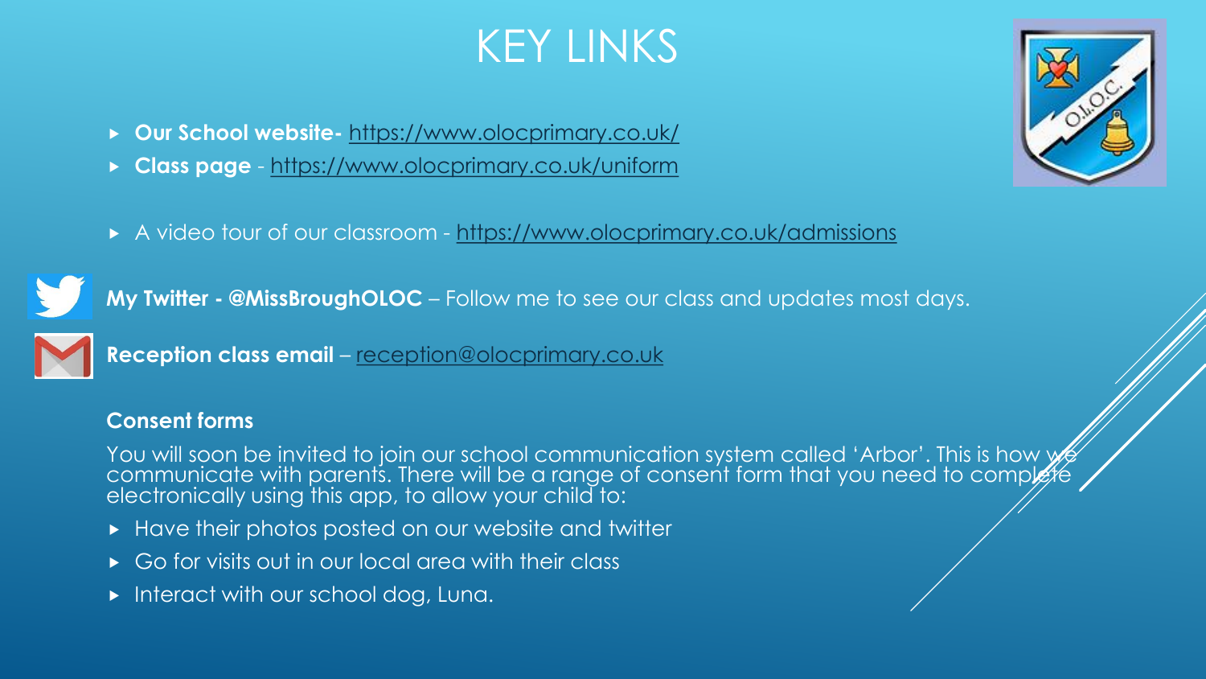# KEY LINKS

- **Our School website-** https://www.olocprimary.co.uk/
- **Class page** - https://www.olocprimary.co.uk/uniform

- A video tour of our classroom - https://www.olocprimary.co.uk/admissions

**My Twitter - @MissBroughOLOC** – Follow me to see our class and updates most days.

**Reception class email** – reception@olocprimary.co.uk

**Consent forms**

You will soon be invited to join our school communication system called 'Arbor'. This is how we communicate with parents. There will be a range of consent form that you need to complete electronically using this app, to allow your child to:

- Have their photos posted on our website and twitter
- Go for visits out in our local area with their class
- Interact with our school dog, Luna.